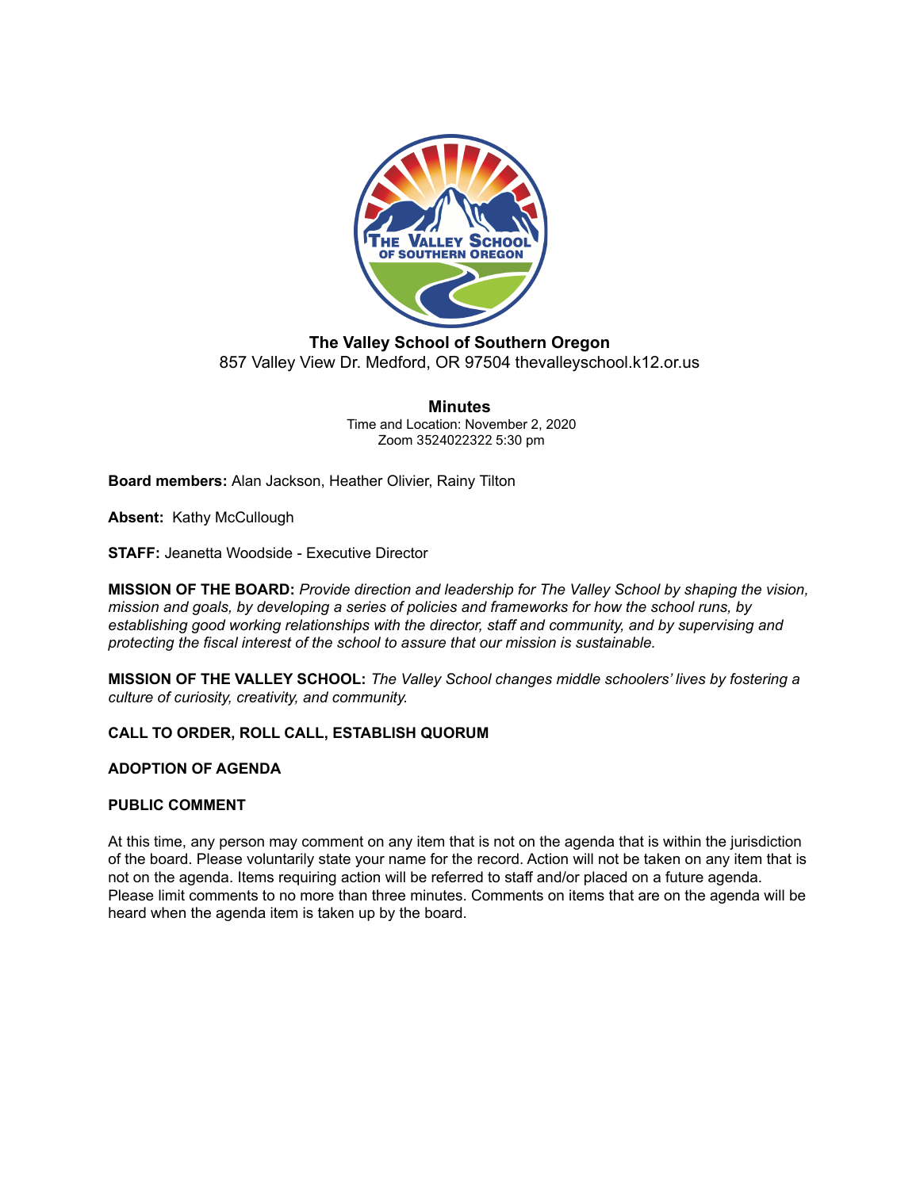**The Valley School of Southern Oregon**
857 Valley View Dr. Medford, OR 97504 thevalleyschool.k12.or.us

# Minutes

Time and Location: November 2, 2020
Zoom 3524022322 5:30 pm

**Board members:** Alan Jackson, Heather Olivier, Rainy Tilton

**Absent:** Kathy McCullough

**STAFF:** Jeanetta Woodside - Executive Director

**MISSION OF THE BOARD:** *Provide direction and leadership for The Valley School by shaping the vision, mission and goals, by developing a series of policies and frameworks for how the school runs, by establishing good working relationships with the director, staff and community, and by supervising and protecting the fiscal interest of the school to assure that our mission is sustainable.*

**MISSION OF THE VALLEY SCHOOL:** *The Valley School changes middle schoolers' lives by fostering a culture of curiosity, creativity, and community.*

**CALL TO ORDER, ROLL CALL, ESTABLISH QUORUM**

**ADOPTION OF AGENDA**

**PUBLIC COMMENT**

At this time, any person may comment on any item that is not on the agenda that is within the jurisdiction of the board. Please voluntarily state your name for the record. Action will not be taken on any item that is not on the agenda. Items requiring action will be referred to staff and/or placed on a future agenda. Please limit comments to no more than three minutes. Comments on items that are on the agenda will be heard when the agenda item is taken up by the board.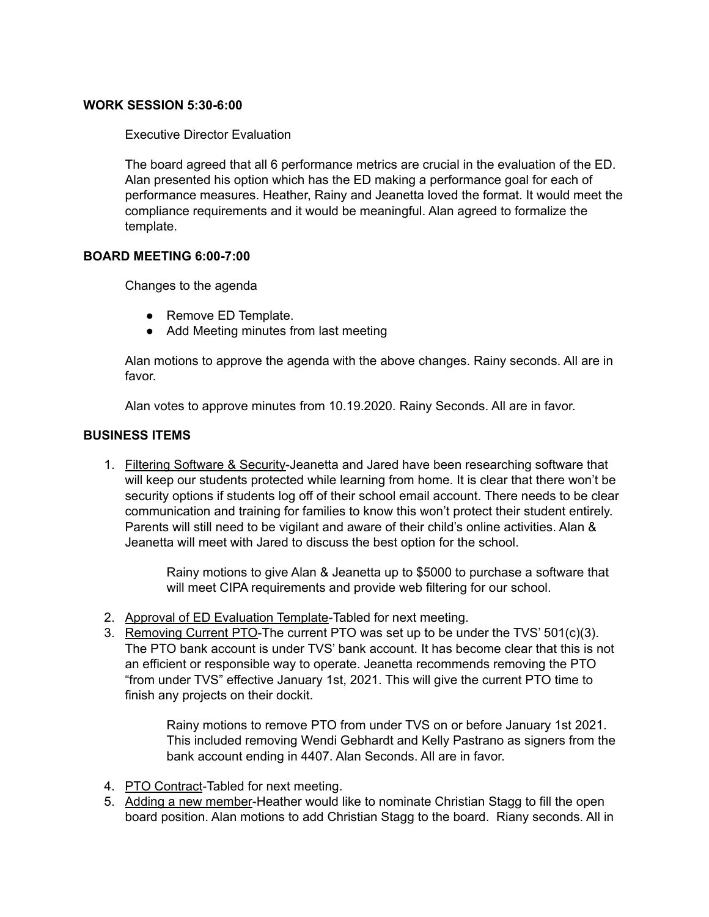**WORK SESSION 5:30-6:00**

Executive Director Evaluation

The board agreed that all 6 performance metrics are crucial in the evaluation of the ED. Alan presented his option which has the ED making a performance goal for each of performance measures. Heather, Rainy and Jeanetta loved the format. It would meet the compliance requirements and it would be meaningful. Alan agreed to formalize the template.

**BOARD MEETING 6:00-7:00**

Changes to the agenda

- Remove ED Template.
- Add Meeting minutes from last meeting

Alan motions to approve the agenda with the above changes. Rainy seconds. All are in favor.

Alan votes to approve minutes from 10.19.2020. Rainy Seconds. All are in favor.

**BUSINESS ITEMS**

1. Filtering Software & Security-Jeanetta and Jared have been researching software that will keep our students protected while learning from home. It is clear that there won't be security options if students log off of their school email account. There needs to be clear communication and training for families to know this won't protect their student entirely. Parents will still need to be vigilant and aware of their child's online activities. Alan & Jeanetta will meet with Jared to discuss the best option for the school.

    Rainy motions to give Alan & Jeanetta up to $5000 to purchase a software that will meet CIPA requirements and provide web filtering for our school.

2. Approval of ED Evaluation Template-Tabled for next meeting.
3. Removing Current PTO-The current PTO was set up to be under the TVS' 501(c)(3). The PTO bank account is under TVS' bank account. It has become clear that this is not an efficient or responsible way to operate. Jeanetta recommends removing the PTO "from under TVS" effective January 1st, 2021. This will give the current PTO time to finish any projects on their dockit.

    Rainy motions to remove PTO from under TVS on or before January 1st 2021. This included removing Wendi Gebhardt and Kelly Pastrano as signers from the bank account ending in 4407. Alan Seconds. All are in favor.

4. PTO Contract-Tabled for next meeting.
5. Adding a new member-Heather would like to nominate Christian Stagg to fill the open board position. Alan motions to add Christian Stagg to the board. Riany seconds. All in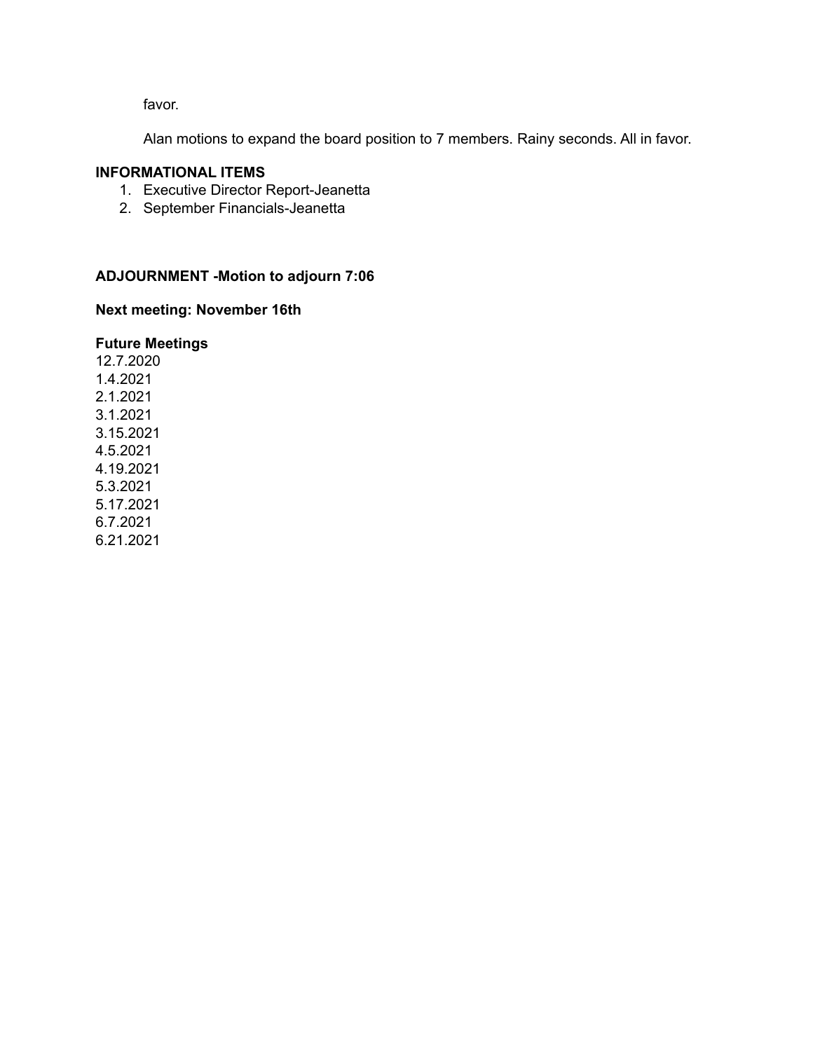favor.

Alan motions to expand the board position to 7 members. Rainy seconds. All in favor.

**INFORMATIONAL ITEMS**

1. Executive Director Report-Jeanetta
2. September Financials-Jeanetta

**ADJOURNMENT -Motion to adjourn 7:06**

**Next meeting: November 16th**

**Future Meetings**

12.7.2020
1.4.2021
2.1.2021
3.1.2021
3.15.2021
4.5.2021
4.19.2021
5.3.2021
5.17.2021
6.7.2021
6.21.2021